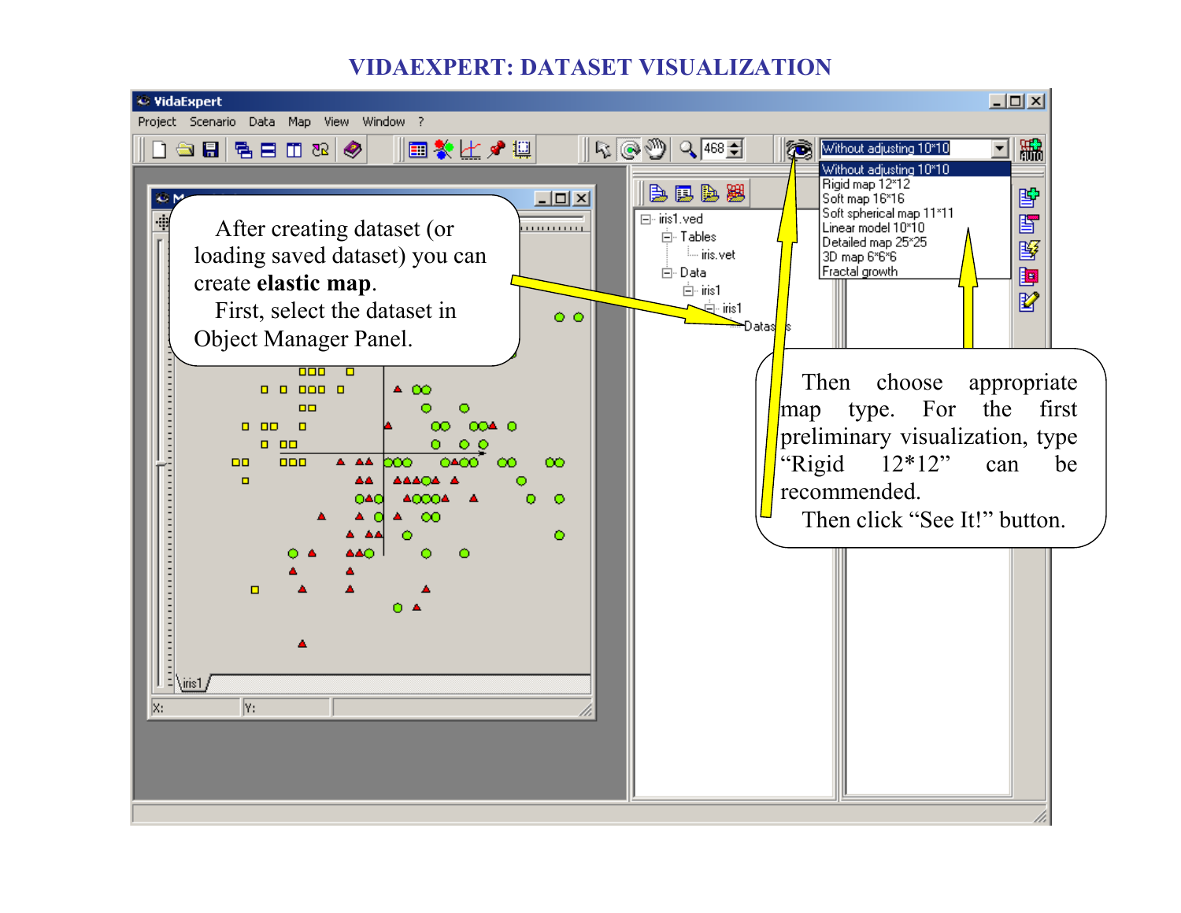# VIDAEXPERT: DATASET VISUALIZATION

After creating dataset (or loading saved dataset) you can create **elastic map**.

First, select the dataset in Object Manager Panel.

Then choose appropriate map type. For the first preliminary visualization, type "Rigid 12*12" can be recommended.

Then click "See It!" button.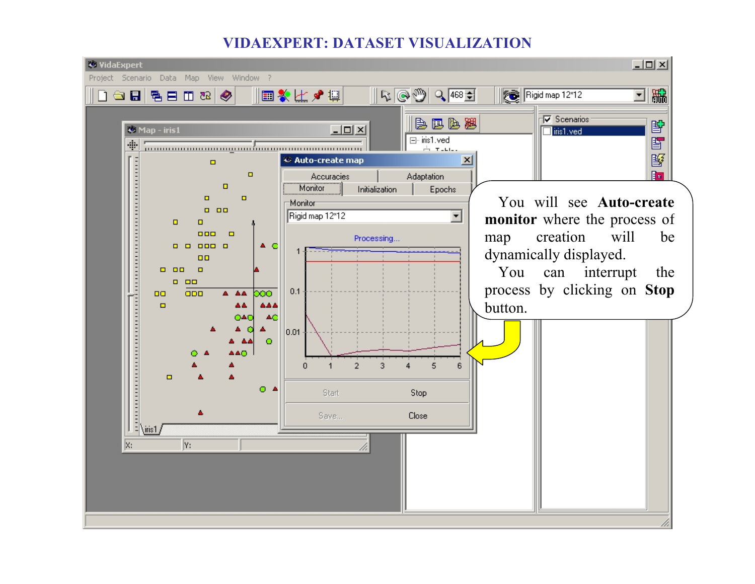# VIDAEXPERT: DATASET VISUALIZATION

You will see **Auto-create monitor** where the process of map creation will be dynamically displayed.

You can interrupt the process by clicking on **Stop** button.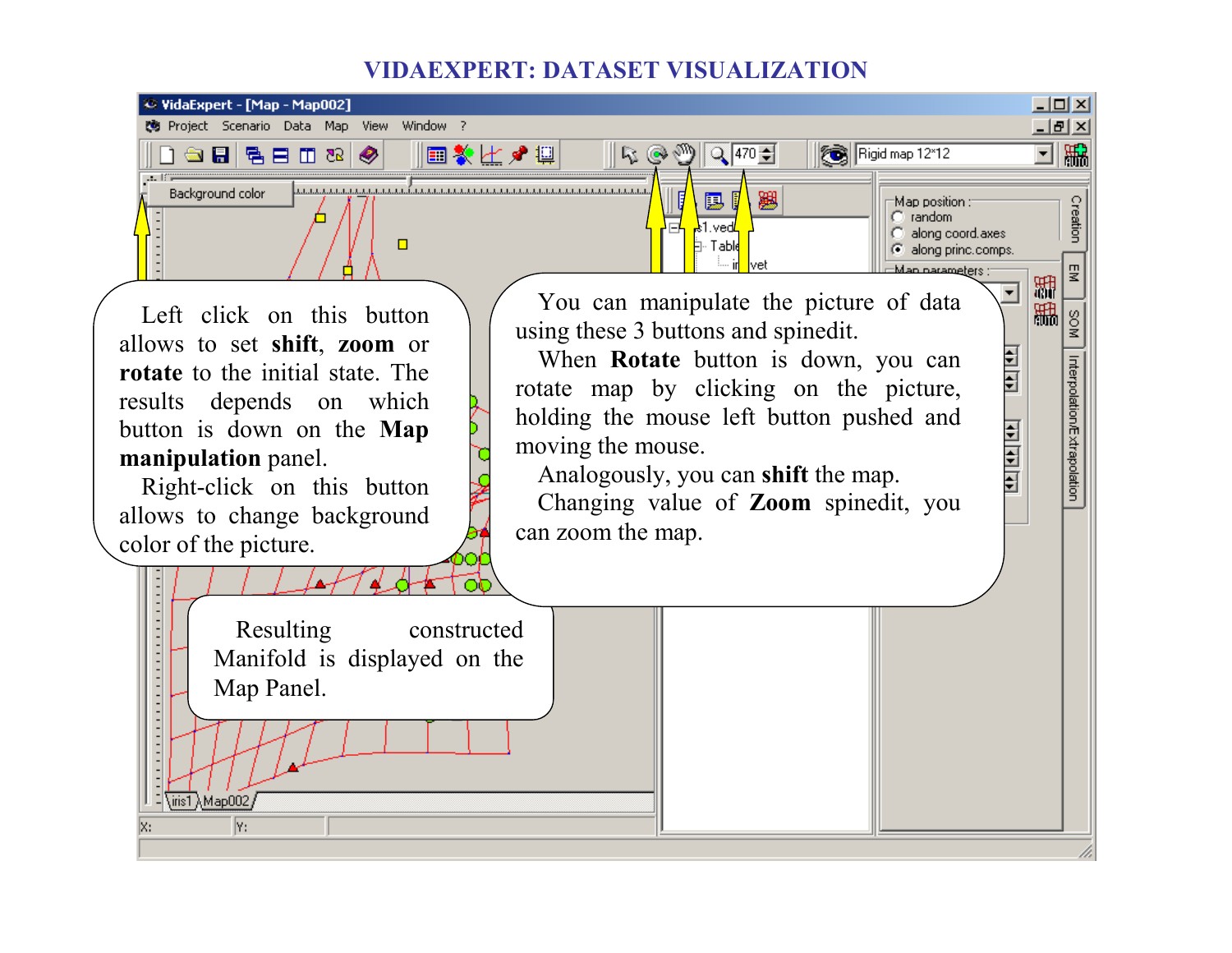# VIDAEXPERT: DATASET VISUALIZATION

Left click on this button allows to set **shift**, **zoom** or **rotate** to the initial state. The results depends on which button is down on the **Map manipulation** panel.

Right-click on this button allows to change background color of the picture.

You can manipulate the picture of data using these 3 buttons and spinedit.

When **Rotate** button is down, you can rotate map by clicking on the picture, holding the mouse left button pushed and moving the mouse.

Analogously, you can **shift** the map.

Changing value of **Zoom** spinedit, you can zoom the map.

Resulting constructed Manifold is displayed on the Map Panel.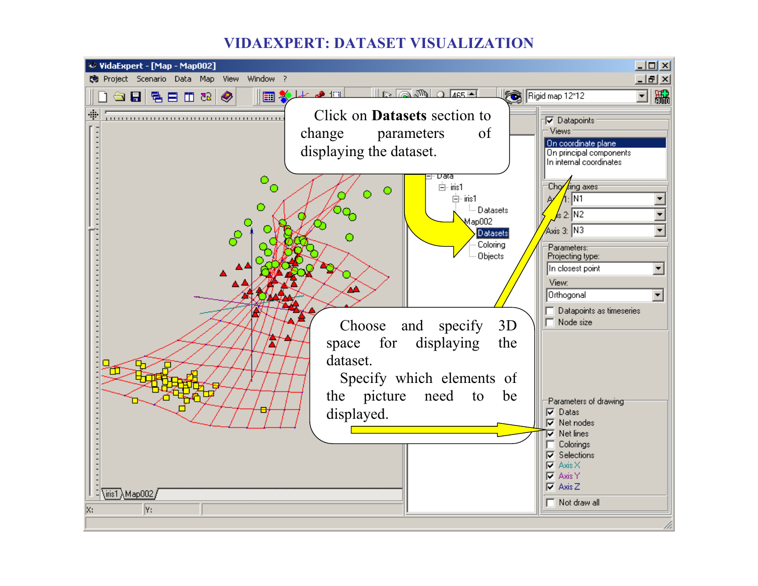# VIDAEXPERT: DATASET VISUALIZATION

Click on **Datasets** section to change parameters of displaying the dataset.

Choose and specify 3D space for displaying the dataset.

Specify which elements of the picture need to be displayed.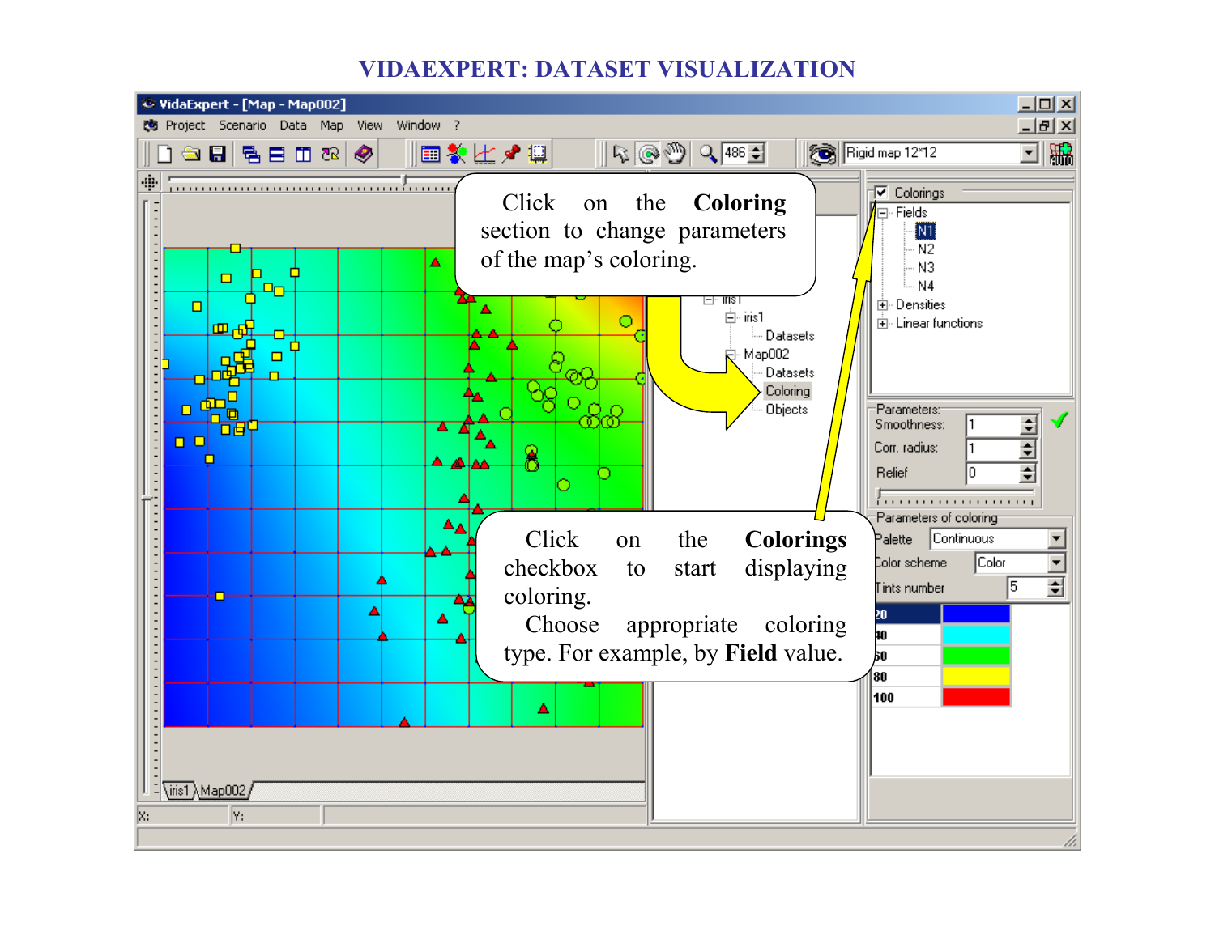# VIDAEXPERT: DATASET VISUALIZATION

Click on the **Coloring** section to change parameters of the map's coloring.

Click on the **Colorings** checkbox to start displaying coloring.

Choose appropriate coloring type. For example, by **Field** value.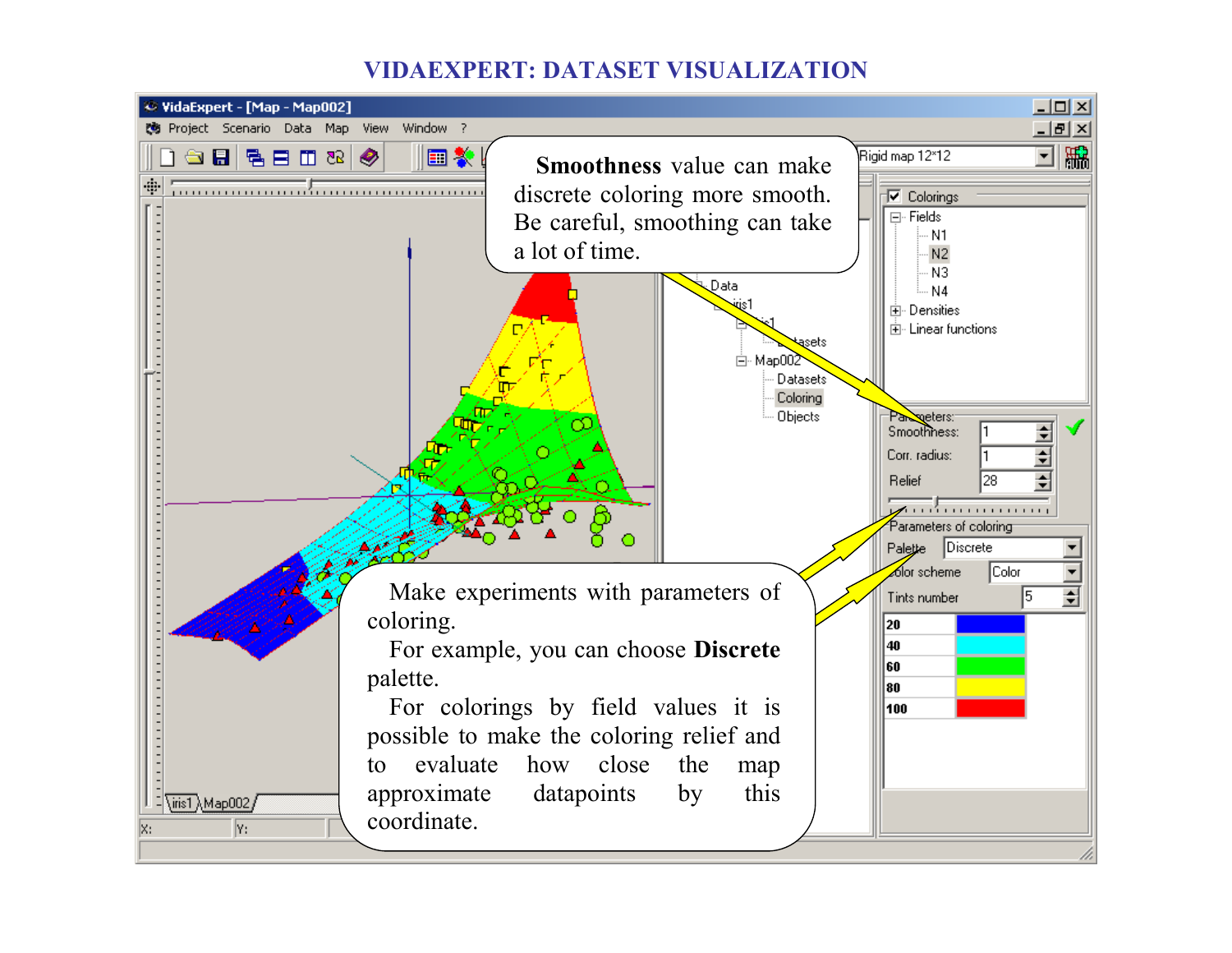# VIDAEXPERT: DATASET VISUALIZATION

**Smoothness** value can make discrete coloring more smooth. Be careful, smoothing can take a lot of time.

Make experiments with parameters of coloring.

For example, you can choose **Discrete** palette.

For colorings by field values it is possible to make the coloring relief and to evaluate how close the map approximate datapoints by this coordinate.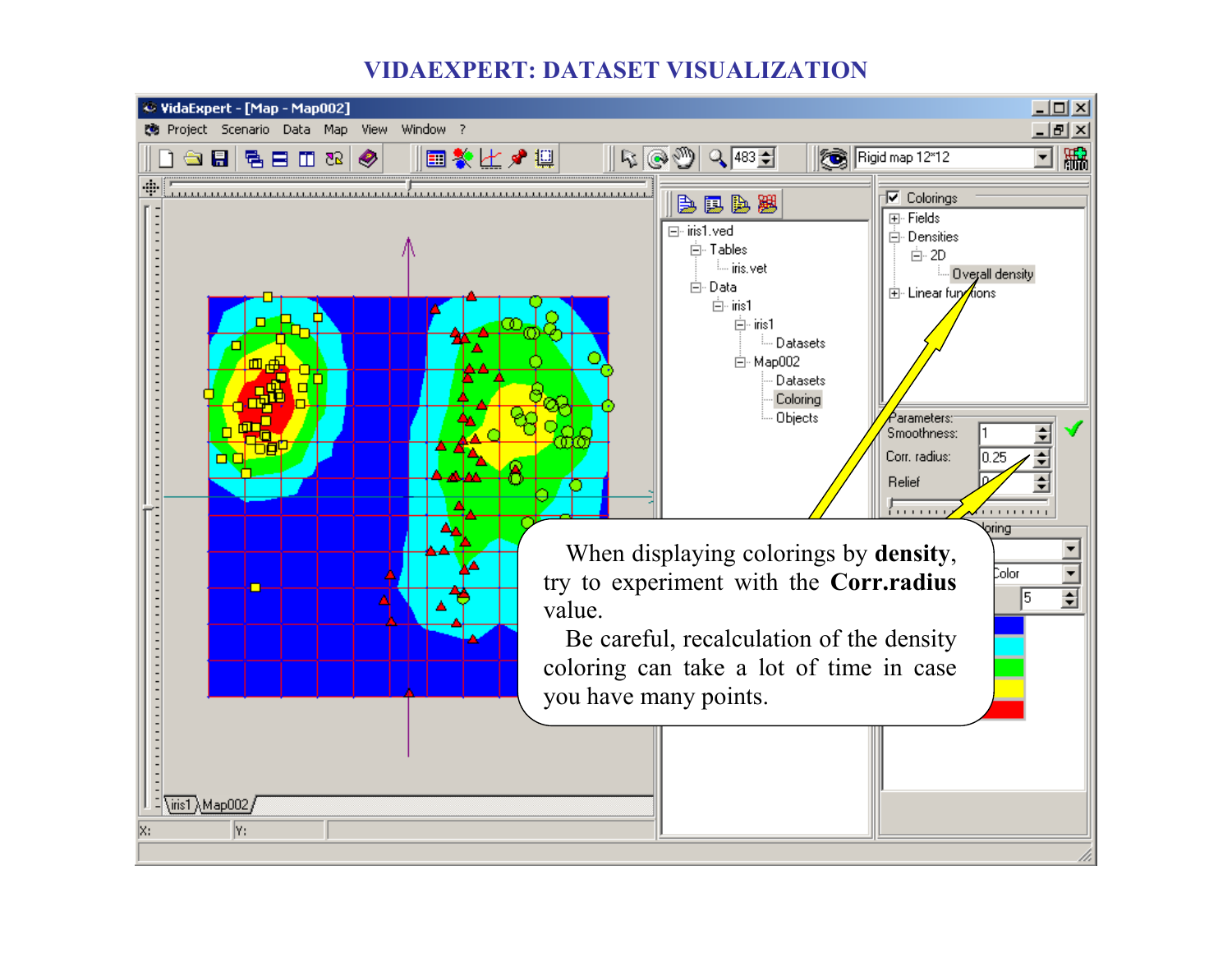# VIDAEXPERT: DATASET VISUALIZATION

When displaying colorings by **density**, try to experiment with the **Corr.radius** value.

Be careful, recalculation of the density coloring can take a lot of time in case you have many points.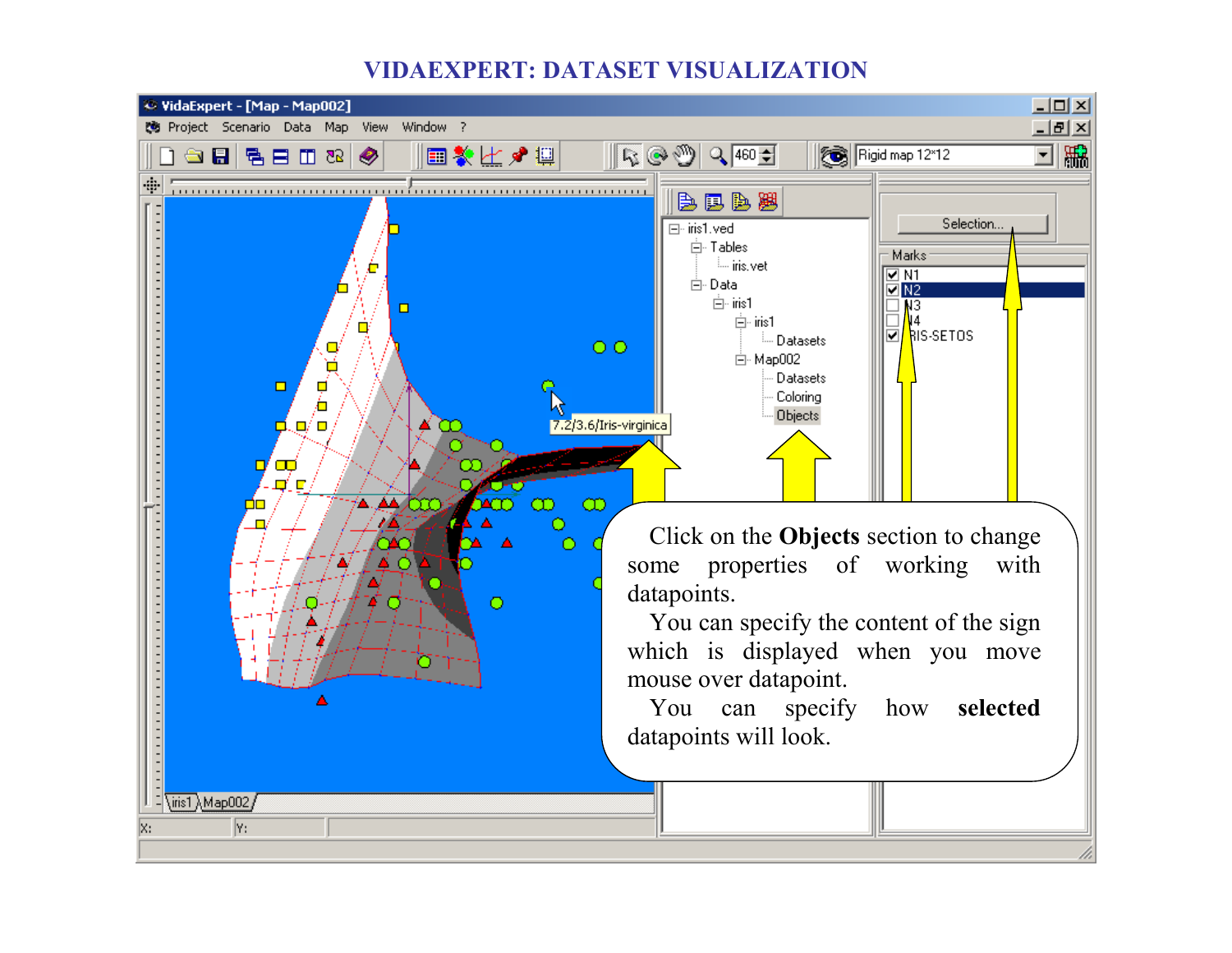# VIDAEXPERT: DATASET VISUALIZATION

Click on the **Objects** section to change some properties of working with datapoints.

You can specify the content of the sign which is displayed when you move mouse over datapoint.

You can specify how **selected** datapoints will look.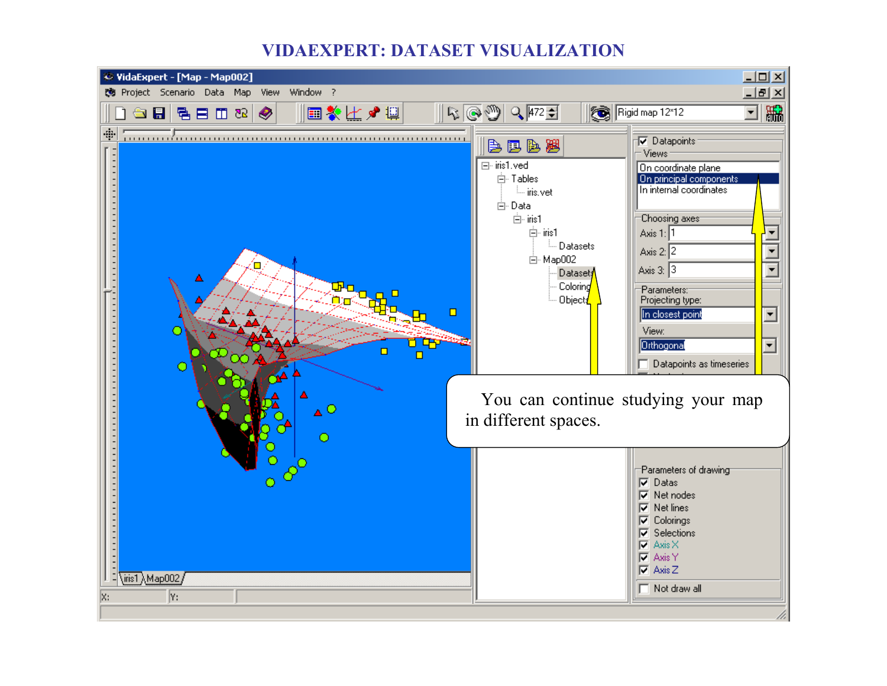# VIDAEXPERT: DATASET VISUALIZATION

You can continue studying your map in different spaces.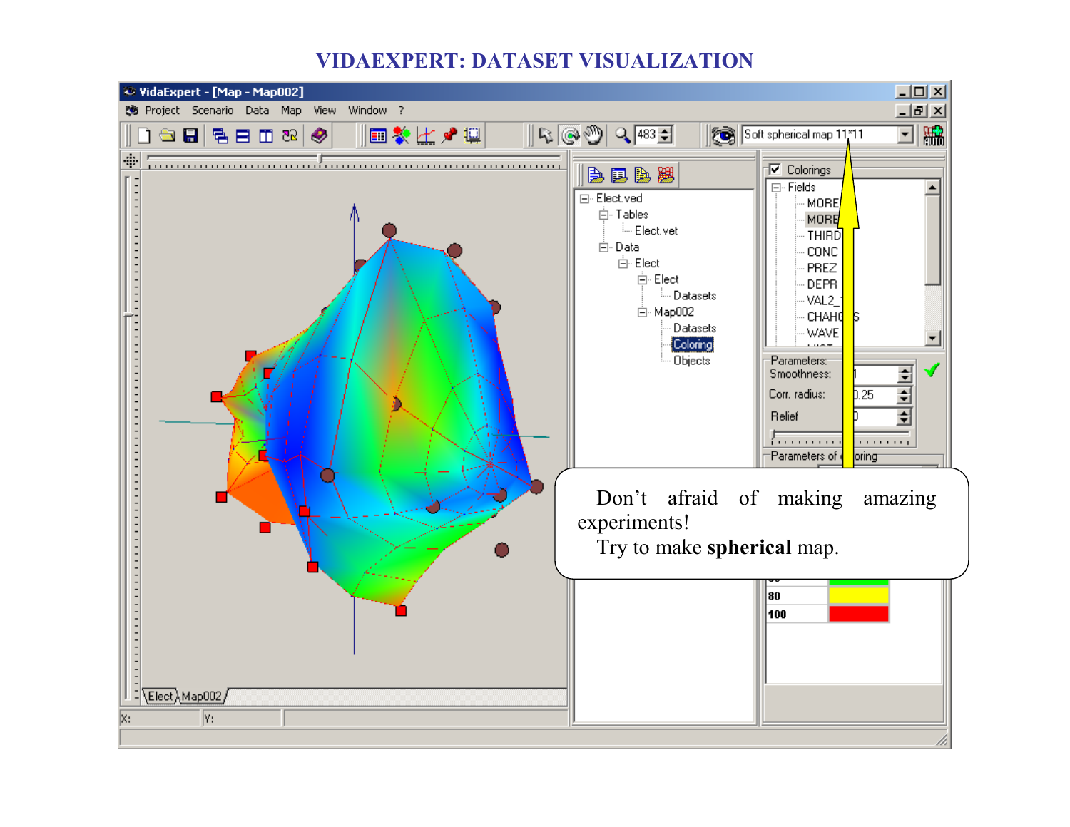# VIDAEXPERT: DATASET VISUALIZATION

Don't afraid of making amazing experiments!

Try to make **spherical** map.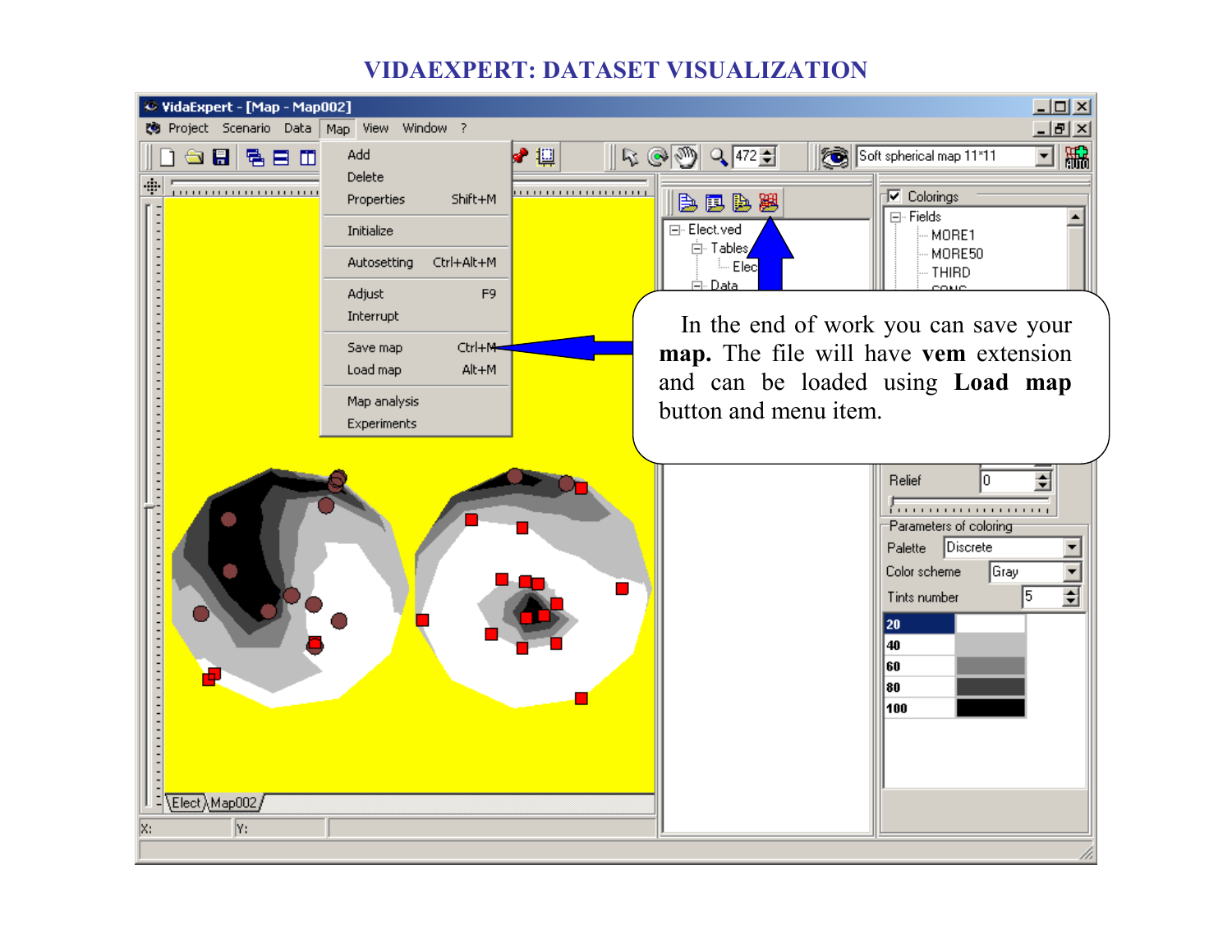# VIDAEXPERT: DATASET VISUALIZATION

In the end of work you can save your **map.** The file will have **vem** extension and can be loaded using **Load map** button and menu item.